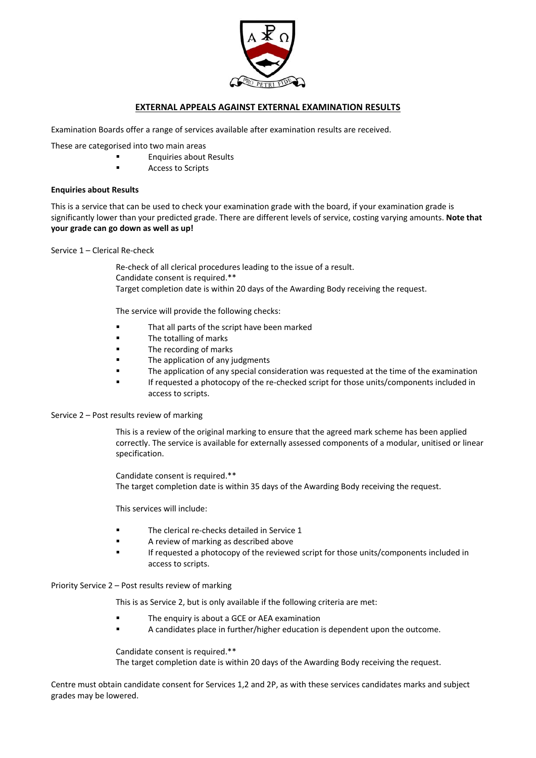# EXTERNAL APPEALS AGAINST EXTERNAL EXAMINATION RESULTS

Examination Boards offer a range of services available after examination results are received.

These are categorised into two main areas

- Enquiries about Results
- Access to Scripts

**Enquiries about Results**

This is a service that can be used to check your examination grade with the board, if your examination grade is significantly lower than your predicted grade. There are different levels of service, costing varying amounts. **Note that your grade can go down as well as up!**

Service 1 – Clerical Re-check

Re-check of all clerical procedures leading to the issue of a result.
Candidate consent is required.**
Target completion date is within 20 days of the Awarding Body receiving the request.

The service will provide the following checks:

- That all parts of the script have been marked
- The totalling of marks
- The recording of marks
- The application of any judgments
- The application of any special consideration was requested at the time of the examination
- If requested a photocopy of the re-checked script for those units/components included in access to scripts.

Service 2 – Post results review of marking

This is a review of the original marking to ensure that the agreed mark scheme has been applied correctly. The service is available for externally assessed components of a modular, unitised or linear specification.

Candidate consent is required.**
The target completion date is within 35 days of the Awarding Body receiving the request.

This services will include:

- The clerical re-checks detailed in Service 1
- A review of marking as described above
- If requested a photocopy of the reviewed script for those units/components included in access to scripts.

Priority Service 2 – Post results review of marking

This is as Service 2, but is only available if the following criteria are met:

- The enquiry is about a GCE or AEA examination
- A candidates place in further/higher education is dependent upon the outcome.

Candidate consent is required.**
The target completion date is within 20 days of the Awarding Body receiving the request.

Centre must obtain candidate consent for Services 1,2 and 2P, as with these services candidates marks and subject grades may be lowered.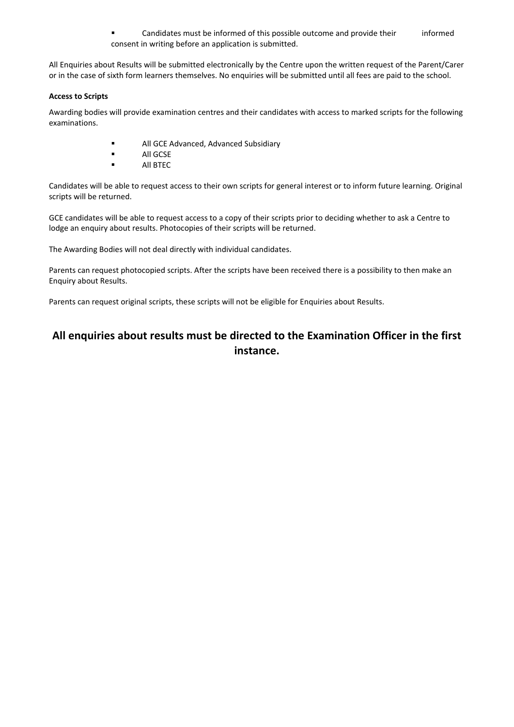- Candidates must be informed of this possible outcome and provide their informed consent in writing before an application is submitted.

All Enquiries about Results will be submitted electronically by the Centre upon the written request of the Parent/Carer or in the case of sixth form learners themselves. No enquiries will be submitted until all fees are paid to the school.

**Access to Scripts**

Awarding bodies will provide examination centres and their candidates with access to marked scripts for the following examinations.

- All GCE Advanced, Advanced Subsidiary
- All GCSE
- All BTEC

Candidates will be able to request access to their own scripts for general interest or to inform future learning. Original scripts will be returned.

GCE candidates will be able to request access to a copy of their scripts prior to deciding whether to ask a Centre to lodge an enquiry about results. Photocopies of their scripts will be returned.

The Awarding Bodies will not deal directly with individual candidates.

Parents can request photocopied scripts. After the scripts have been received there is a possibility to then make an Enquiry about Results.

Parents can request original scripts, these scripts will not be eligible for Enquiries about Results.

## All enquiries about results must be directed to the Examination Officer in the first instance.